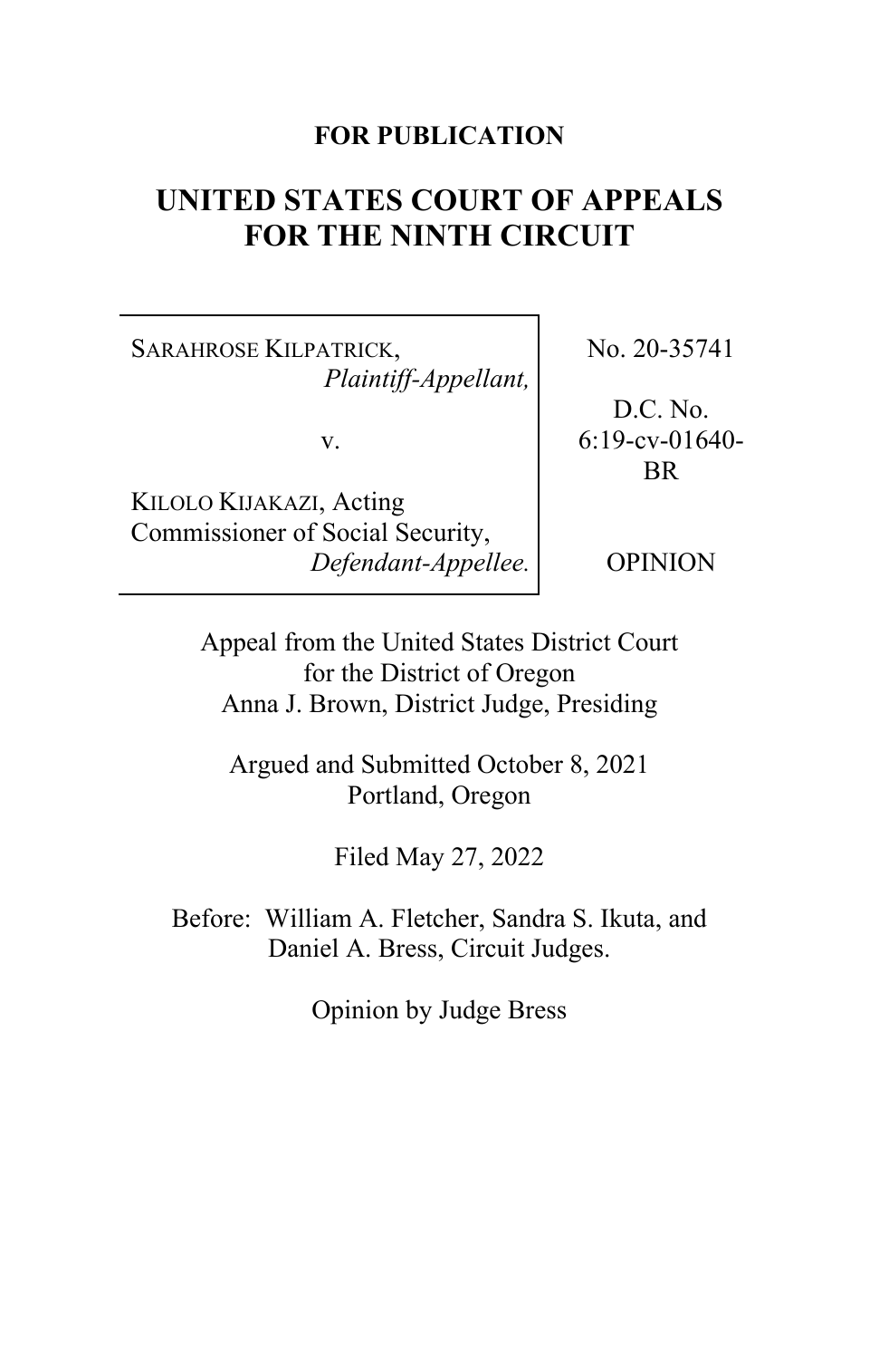**FOR PUBLICATION**

# UNITED STATES COURT OF APPEALS FOR THE NINTH CIRCUIT

| | |
|---|---|
| SARAHROSE KILPATRICK, *Plaintiff-Appellant,* v. KILOLO KIJAKAZI, Acting Commissioner of Social Security, *Defendant-Appellee.* | No. 20-35741 D.C. No. 6:19-cv-01640-BR OPINION |

Appeal from the United States District Court for the District of Oregon
Anna J. Brown, District Judge, Presiding

Argued and Submitted October 8, 2021
Portland, Oregon

Filed May 27, 2022

Before: William A. Fletcher, Sandra S. Ikuta, and Daniel A. Bress, Circuit Judges.

Opinion by Judge Bress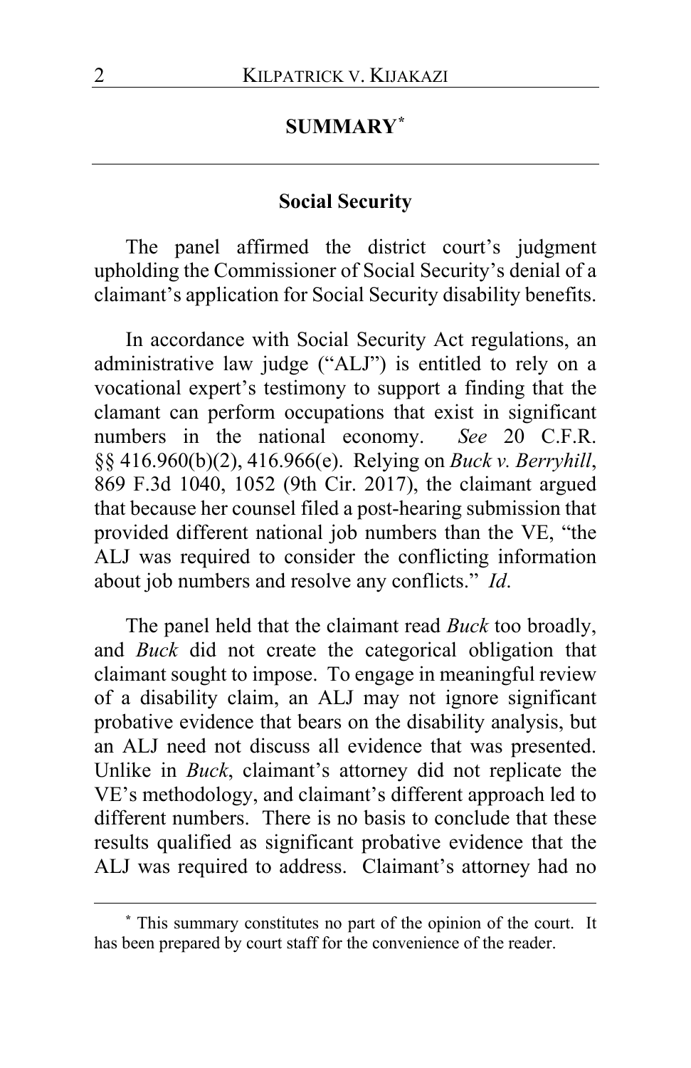## SUMMARY*

### Social Security

The panel affirmed the district court's judgment upholding the Commissioner of Social Security's denial of a claimant's application for Social Security disability benefits.

In accordance with Social Security Act regulations, an administrative law judge ("ALJ") is entitled to rely on a vocational expert's testimony to support a finding that the clamant can perform occupations that exist in significant numbers in the national economy. *See* 20 C.F.R. §§ 416.960(b)(2), 416.966(e). Relying on *Buck v. Berryhill*, 869 F.3d 1040, 1052 (9th Cir. 2017), the claimant argued that because her counsel filed a post-hearing submission that provided different national job numbers than the VE, "the ALJ was required to consider the conflicting information about job numbers and resolve any conflicts." *Id*.

The panel held that the claimant read *Buck* too broadly, and *Buck* did not create the categorical obligation that claimant sought to impose. To engage in meaningful review of a disability claim, an ALJ may not ignore significant probative evidence that bears on the disability analysis, but an ALJ need not discuss all evidence that was presented. Unlike in *Buck*, claimant's attorney did not replicate the VE's methodology, and claimant's different approach led to different numbers. There is no basis to conclude that these results qualified as significant probative evidence that the ALJ was required to address. Claimant's attorney had no

---

\* This summary constitutes no part of the opinion of the court. It has been prepared by court staff for the convenience of the reader.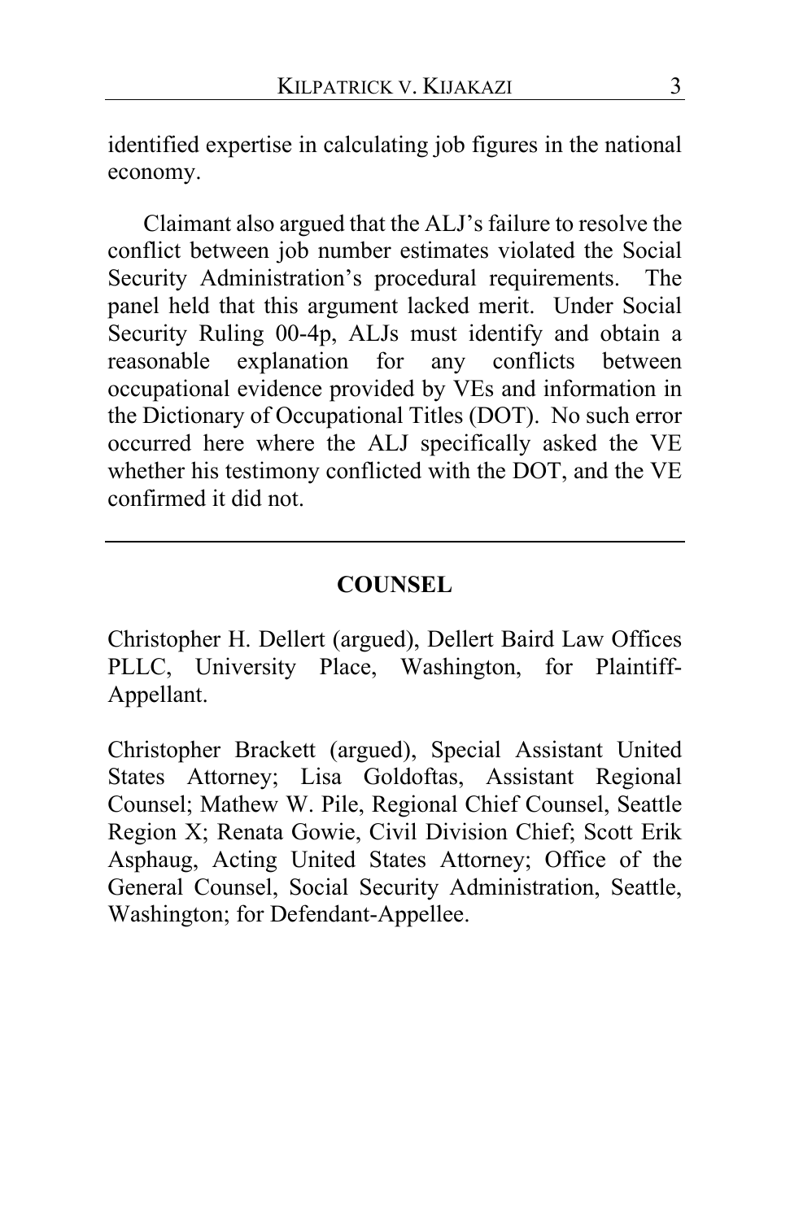identified expertise in calculating job figures in the national economy.

Claimant also argued that the ALJ's failure to resolve the conflict between job number estimates violated the Social Security Administration's procedural requirements. The panel held that this argument lacked merit. Under Social Security Ruling 00-4p, ALJs must identify and obtain a reasonable explanation for any conflicts between occupational evidence provided by VEs and information in the Dictionary of Occupational Titles (DOT). No such error occurred here where the ALJ specifically asked the VE whether his testimony conflicted with the DOT, and the VE confirmed it did not.

---

## COUNSEL

Christopher H. Dellert (argued), Dellert Baird Law Offices PLLC, University Place, Washington, for Plaintiff-Appellant.

Christopher Brackett (argued), Special Assistant United States Attorney; Lisa Goldoftas, Assistant Regional Counsel; Mathew W. Pile, Regional Chief Counsel, Seattle Region X; Renata Gowie, Civil Division Chief; Scott Erik Asphaug, Acting United States Attorney; Office of the General Counsel, Social Security Administration, Seattle, Washington; for Defendant-Appellee.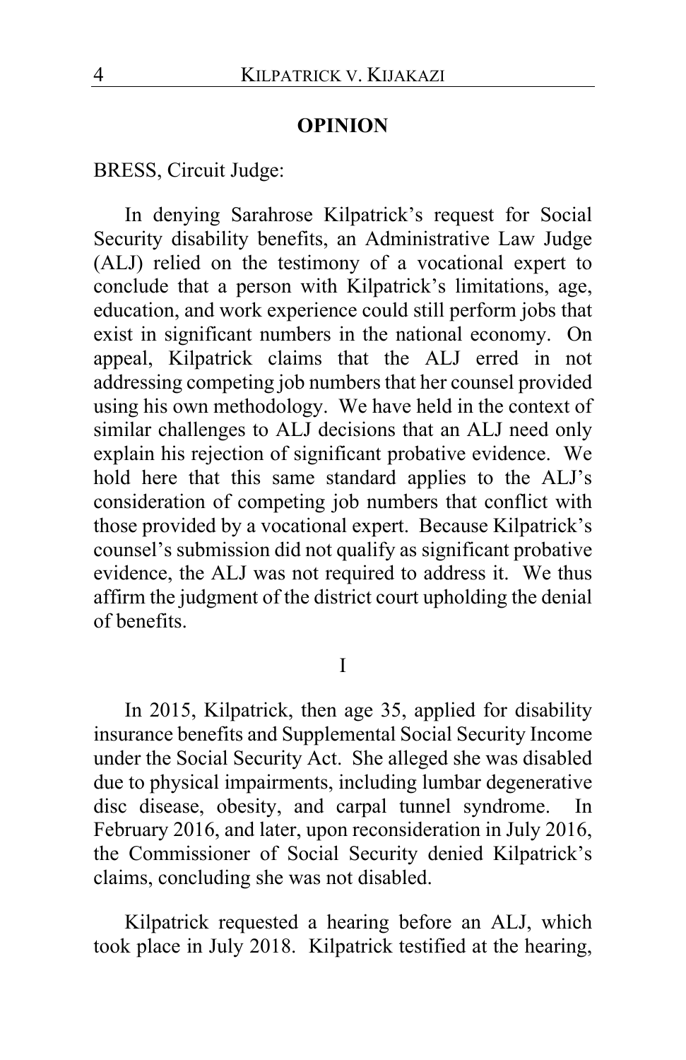## OPINION

BRESS, Circuit Judge:

In denying Sarahrose Kilpatrick's request for Social Security disability benefits, an Administrative Law Judge (ALJ) relied on the testimony of a vocational expert to conclude that a person with Kilpatrick's limitations, age, education, and work experience could still perform jobs that exist in significant numbers in the national economy. On appeal, Kilpatrick claims that the ALJ erred in not addressing competing job numbers that her counsel provided using his own methodology. We have held in the context of similar challenges to ALJ decisions that an ALJ need only explain his rejection of significant probative evidence. We hold here that this same standard applies to the ALJ's consideration of competing job numbers that conflict with those provided by a vocational expert. Because Kilpatrick's counsel's submission did not qualify as significant probative evidence, the ALJ was not required to address it. We thus affirm the judgment of the district court upholding the denial of benefits.

I

In 2015, Kilpatrick, then age 35, applied for disability insurance benefits and Supplemental Social Security Income under the Social Security Act. She alleged she was disabled due to physical impairments, including lumbar degenerative disc disease, obesity, and carpal tunnel syndrome. In February 2016, and later, upon reconsideration in July 2016, the Commissioner of Social Security denied Kilpatrick's claims, concluding she was not disabled.

Kilpatrick requested a hearing before an ALJ, which took place in July 2018. Kilpatrick testified at the hearing,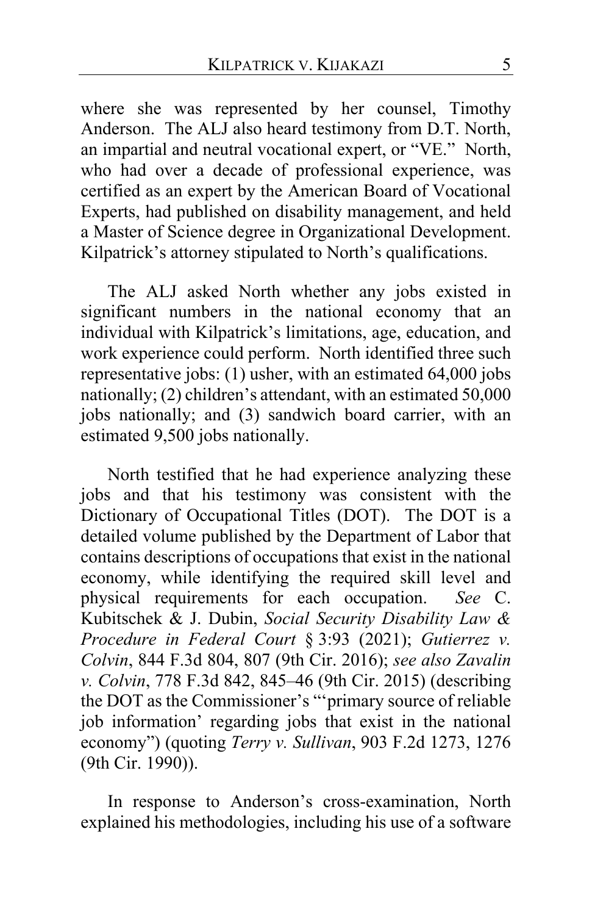where she was represented by her counsel, Timothy Anderson. The ALJ also heard testimony from D.T. North, an impartial and neutral vocational expert, or "VE." North, who had over a decade of professional experience, was certified as an expert by the American Board of Vocational Experts, had published on disability management, and held a Master of Science degree in Organizational Development. Kilpatrick's attorney stipulated to North's qualifications.

The ALJ asked North whether any jobs existed in significant numbers in the national economy that an individual with Kilpatrick's limitations, age, education, and work experience could perform. North identified three such representative jobs: (1) usher, with an estimated 64,000 jobs nationally; (2) children's attendant, with an estimated 50,000 jobs nationally; and (3) sandwich board carrier, with an estimated 9,500 jobs nationally.

North testified that he had experience analyzing these jobs and that his testimony was consistent with the Dictionary of Occupational Titles (DOT). The DOT is a detailed volume published by the Department of Labor that contains descriptions of occupations that exist in the national economy, while identifying the required skill level and physical requirements for each occupation. *See* C. Kubitschek & J. Dubin, *Social Security Disability Law & Procedure in Federal Court* § 3:93 (2021); *Gutierrez v. Colvin*, 844 F.3d 804, 807 (9th Cir. 2016); *see also Zavalin v. Colvin*, 778 F.3d 842, 845–46 (9th Cir. 2015) (describing the DOT as the Commissioner's "'primary source of reliable job information' regarding jobs that exist in the national economy") (quoting *Terry v. Sullivan*, 903 F.2d 1273, 1276 (9th Cir. 1990)).

In response to Anderson's cross-examination, North explained his methodologies, including his use of a software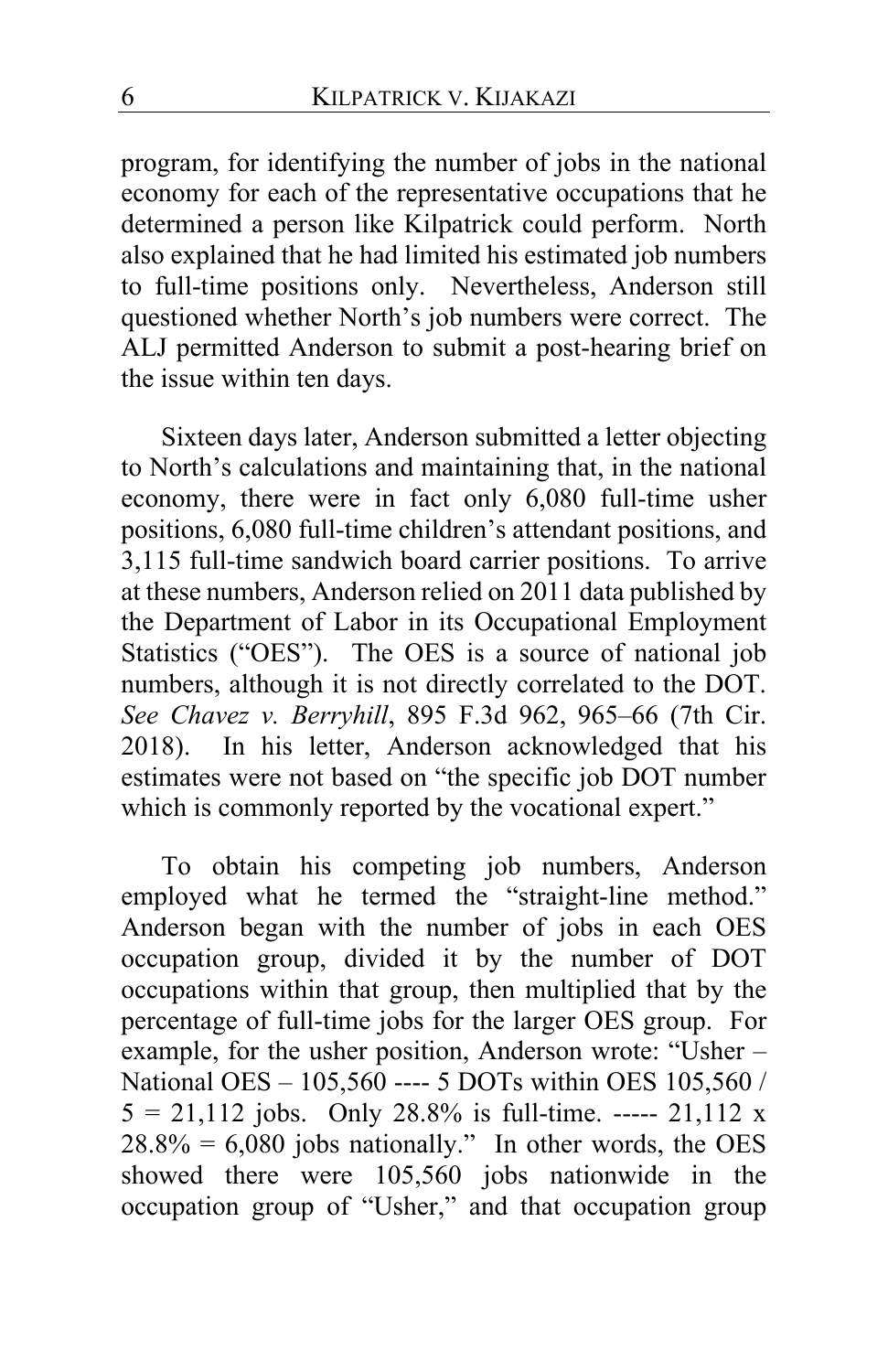program, for identifying the number of jobs in the national economy for each of the representative occupations that he determined a person like Kilpatrick could perform. North also explained that he had limited his estimated job numbers to full-time positions only. Nevertheless, Anderson still questioned whether North's job numbers were correct. The ALJ permitted Anderson to submit a post-hearing brief on the issue within ten days.

Sixteen days later, Anderson submitted a letter objecting to North's calculations and maintaining that, in the national economy, there were in fact only 6,080 full-time usher positions, 6,080 full-time children's attendant positions, and 3,115 full-time sandwich board carrier positions. To arrive at these numbers, Anderson relied on 2011 data published by the Department of Labor in its Occupational Employment Statistics ("OES"). The OES is a source of national job numbers, although it is not directly correlated to the DOT. *See Chavez v. Berryhill*, 895 F.3d 962, 965–66 (7th Cir. 2018). In his letter, Anderson acknowledged that his estimates were not based on "the specific job DOT number which is commonly reported by the vocational expert."

To obtain his competing job numbers, Anderson employed what he termed the "straight-line method." Anderson began with the number of jobs in each OES occupation group, divided it by the number of DOT occupations within that group, then multiplied that by the percentage of full-time jobs for the larger OES group. For example, for the usher position, Anderson wrote: "Usher – National OES – 105,560 ---- 5 DOTs within OES 105,560 / 5 = 21,112 jobs. Only 28.8% is full-time. ----- 21,112 x 28.8% = 6,080 jobs nationally." In other words, the OES showed there were 105,560 jobs nationwide in the occupation group of "Usher," and that occupation group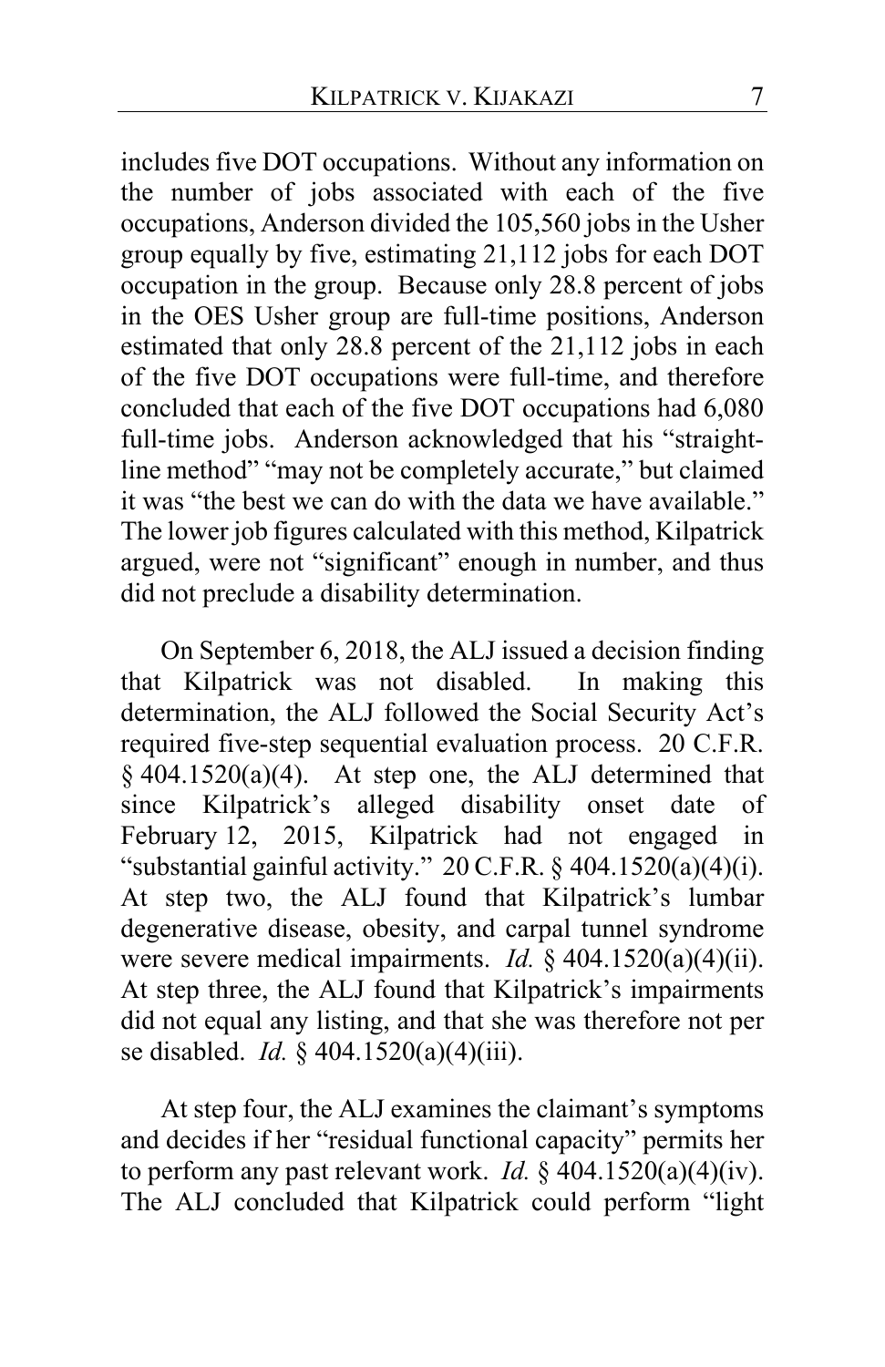includes five DOT occupations. Without any information on the number of jobs associated with each of the five occupations, Anderson divided the 105,560 jobs in the Usher group equally by five, estimating 21,112 jobs for each DOT occupation in the group. Because only 28.8 percent of jobs in the OES Usher group are full-time positions, Anderson estimated that only 28.8 percent of the 21,112 jobs in each of the five DOT occupations were full-time, and therefore concluded that each of the five DOT occupations had 6,080 full-time jobs. Anderson acknowledged that his "straight-line method" "may not be completely accurate," but claimed it was "the best we can do with the data we have available." The lower job figures calculated with this method, Kilpatrick argued, were not "significant" enough in number, and thus did not preclude a disability determination.

On September 6, 2018, the ALJ issued a decision finding that Kilpatrick was not disabled. In making this determination, the ALJ followed the Social Security Act's required five-step sequential evaluation process. 20 C.F.R. § 404.1520(a)(4). At step one, the ALJ determined that since Kilpatrick's alleged disability onset date of February 12, 2015, Kilpatrick had not engaged in "substantial gainful activity." 20 C.F.R. § 404.1520(a)(4)(i). At step two, the ALJ found that Kilpatrick's lumbar degenerative disease, obesity, and carpal tunnel syndrome were severe medical impairments. *Id.* § 404.1520(a)(4)(ii). At step three, the ALJ found that Kilpatrick's impairments did not equal any listing, and that she was therefore not per se disabled. *Id.* § 404.1520(a)(4)(iii).

At step four, the ALJ examines the claimant's symptoms and decides if her "residual functional capacity" permits her to perform any past relevant work. *Id.* § 404.1520(a)(4)(iv). The ALJ concluded that Kilpatrick could perform "light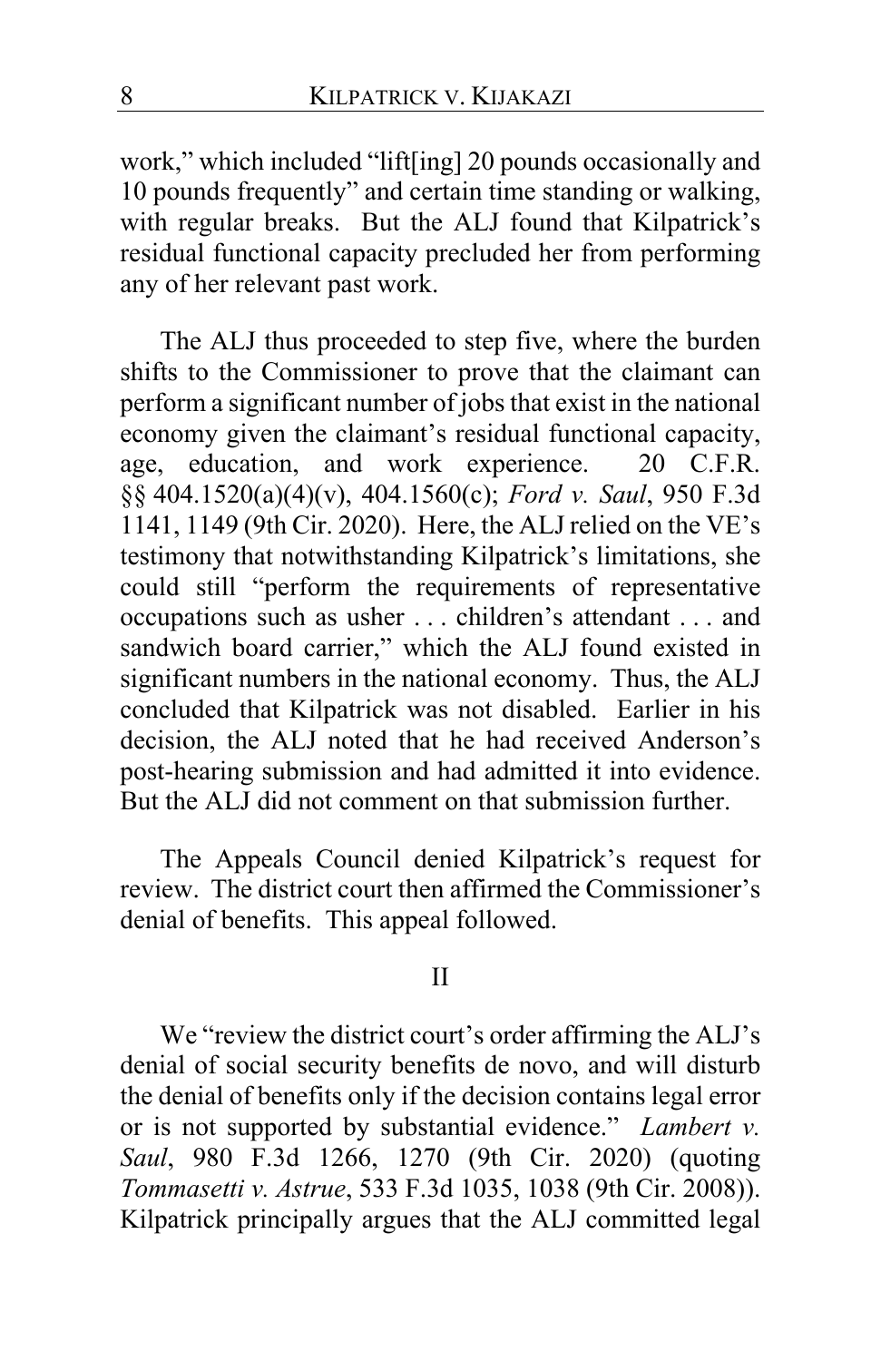work," which included "lift[ing] 20 pounds occasionally and 10 pounds frequently" and certain time standing or walking, with regular breaks. But the ALJ found that Kilpatrick's residual functional capacity precluded her from performing any of her relevant past work.

The ALJ thus proceeded to step five, where the burden shifts to the Commissioner to prove that the claimant can perform a significant number of jobs that exist in the national economy given the claimant's residual functional capacity, age, education, and work experience. 20 C.F.R. §§ 404.1520(a)(4)(v), 404.1560(c); *Ford v. Saul*, 950 F.3d 1141, 1149 (9th Cir. 2020). Here, the ALJ relied on the VE's testimony that notwithstanding Kilpatrick's limitations, she could still "perform the requirements of representative occupations such as usher . . . children's attendant . . . and sandwich board carrier," which the ALJ found existed in significant numbers in the national economy. Thus, the ALJ concluded that Kilpatrick was not disabled. Earlier in his decision, the ALJ noted that he had received Anderson's post-hearing submission and had admitted it into evidence. But the ALJ did not comment on that submission further.

The Appeals Council denied Kilpatrick's request for review. The district court then affirmed the Commissioner's denial of benefits. This appeal followed.

## II

We "review the district court's order affirming the ALJ's denial of social security benefits de novo, and will disturb the denial of benefits only if the decision contains legal error or is not supported by substantial evidence." *Lambert v. Saul*, 980 F.3d 1266, 1270 (9th Cir. 2020) (quoting *Tommasetti v. Astrue*, 533 F.3d 1035, 1038 (9th Cir. 2008)). Kilpatrick principally argues that the ALJ committed legal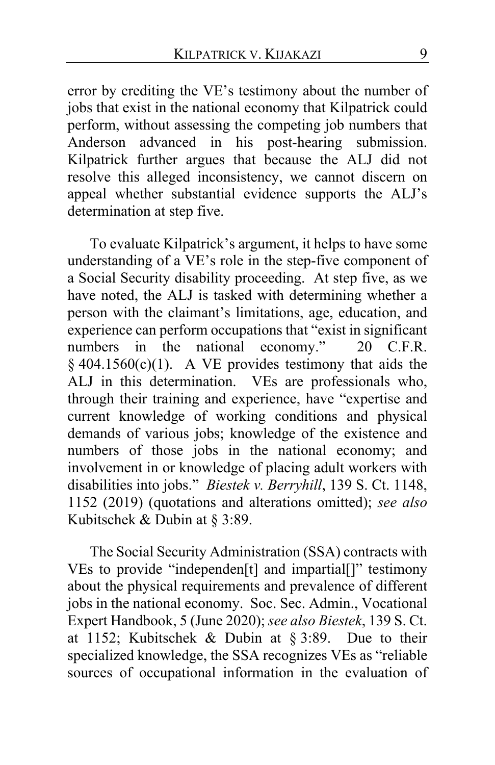error by crediting the VE's testimony about the number of jobs that exist in the national economy that Kilpatrick could perform, without assessing the competing job numbers that Anderson advanced in his post-hearing submission. Kilpatrick further argues that because the ALJ did not resolve this alleged inconsistency, we cannot discern on appeal whether substantial evidence supports the ALJ's determination at step five.

To evaluate Kilpatrick's argument, it helps to have some understanding of a VE's role in the step-five component of a Social Security disability proceeding. At step five, as we have noted, the ALJ is tasked with determining whether a person with the claimant's limitations, age, education, and experience can perform occupations that "exist in significant numbers in the national economy." 20 C.F.R. § 404.1560(c)(1). A VE provides testimony that aids the ALJ in this determination. VEs are professionals who, through their training and experience, have "expertise and current knowledge of working conditions and physical demands of various jobs; knowledge of the existence and numbers of those jobs in the national economy; and involvement in or knowledge of placing adult workers with disabilities into jobs." *Biestek v. Berryhill*, 139 S. Ct. 1148, 1152 (2019) (quotations and alterations omitted); *see also* Kubitschek & Dubin at § 3:89.

The Social Security Administration (SSA) contracts with VEs to provide "independen[t] and impartial[]" testimony about the physical requirements and prevalence of different jobs in the national economy. Soc. Sec. Admin., Vocational Expert Handbook, 5 (June 2020); *see also Biestek*, 139 S. Ct. at 1152; Kubitschek & Dubin at § 3:89. Due to their specialized knowledge, the SSA recognizes VEs as "reliable sources of occupational information in the evaluation of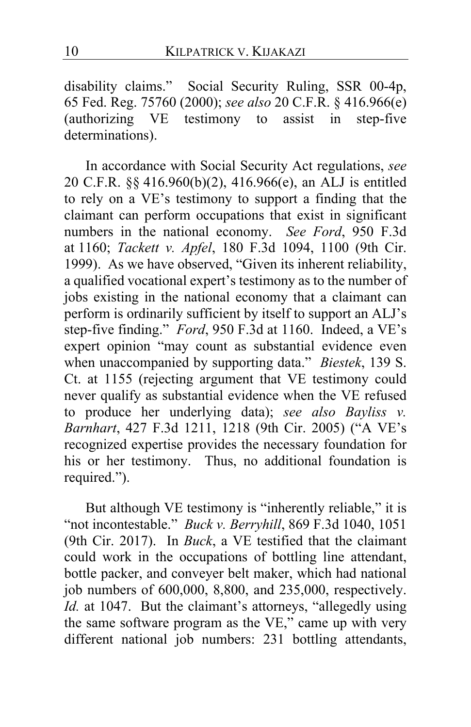disability claims." Social Security Ruling, SSR 00-4p, 65 Fed. Reg. 75760 (2000); *see also* 20 C.F.R. § 416.966(e) (authorizing VE testimony to assist in step-five determinations).

In accordance with Social Security Act regulations, *see* 20 C.F.R. §§ 416.960(b)(2), 416.966(e), an ALJ is entitled to rely on a VE's testimony to support a finding that the claimant can perform occupations that exist in significant numbers in the national economy. *See Ford*, 950 F.3d at 1160; *Tackett v. Apfel*, 180 F.3d 1094, 1100 (9th Cir. 1999). As we have observed, "Given its inherent reliability, a qualified vocational expert's testimony as to the number of jobs existing in the national economy that a claimant can perform is ordinarily sufficient by itself to support an ALJ's step-five finding." *Ford*, 950 F.3d at 1160. Indeed, a VE's expert opinion "may count as substantial evidence even when unaccompanied by supporting data." *Biestek*, 139 S. Ct. at 1155 (rejecting argument that VE testimony could never qualify as substantial evidence when the VE refused to produce her underlying data); *see also Bayliss v. Barnhart*, 427 F.3d 1211, 1218 (9th Cir. 2005) ("A VE's recognized expertise provides the necessary foundation for his or her testimony. Thus, no additional foundation is required.").

But although VE testimony is "inherently reliable," it is "not incontestable." *Buck v. Berryhill*, 869 F.3d 1040, 1051 (9th Cir. 2017). In *Buck*, a VE testified that the claimant could work in the occupations of bottling line attendant, bottle packer, and conveyer belt maker, which had national job numbers of 600,000, 8,800, and 235,000, respectively. *Id.* at 1047. But the claimant's attorneys, "allegedly using the same software program as the VE," came up with very different national job numbers: 231 bottling attendants,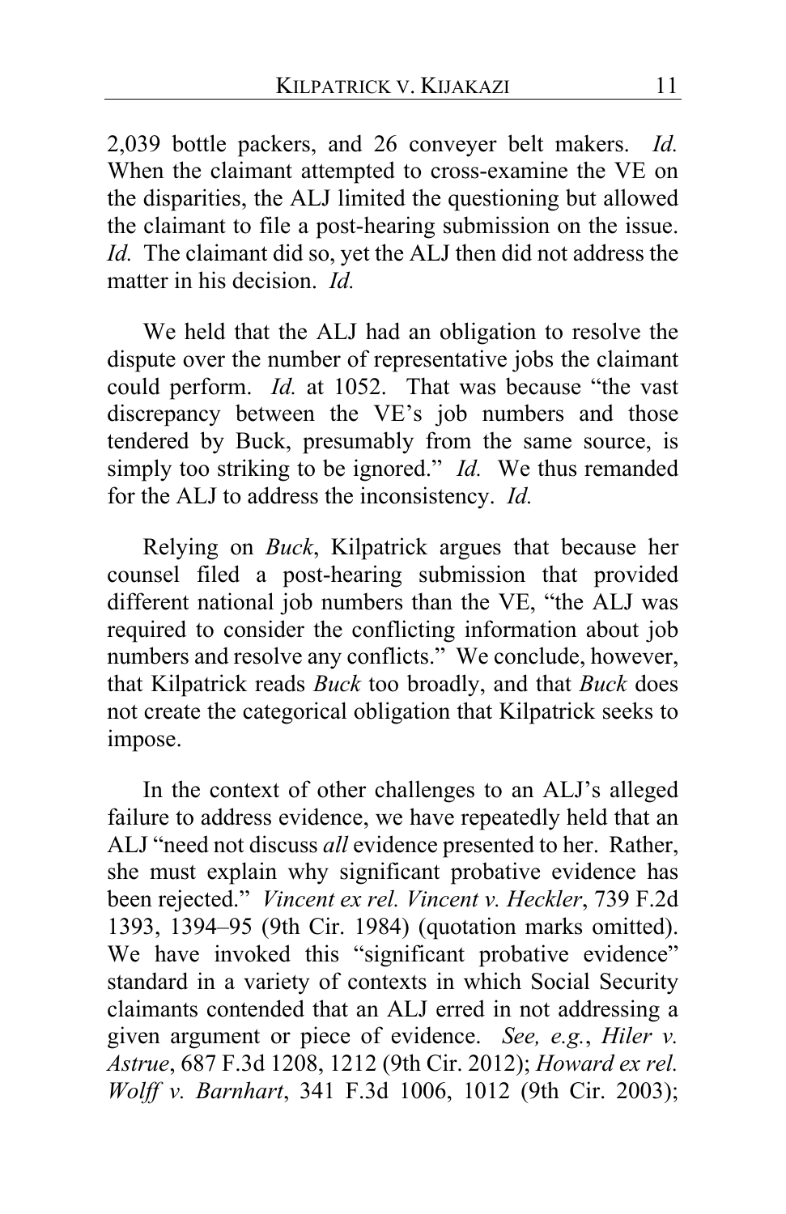2,039 bottle packers, and 26 conveyer belt makers. *Id.* When the claimant attempted to cross-examine the VE on the disparities, the ALJ limited the questioning but allowed the claimant to file a post-hearing submission on the issue. *Id.* The claimant did so, yet the ALJ then did not address the matter in his decision. *Id.*

We held that the ALJ had an obligation to resolve the dispute over the number of representative jobs the claimant could perform. *Id.* at 1052. That was because "the vast discrepancy between the VE's job numbers and those tendered by Buck, presumably from the same source, is simply too striking to be ignored." *Id.* We thus remanded for the ALJ to address the inconsistency. *Id.*

Relying on *Buck*, Kilpatrick argues that because her counsel filed a post-hearing submission that provided different national job numbers than the VE, "the ALJ was required to consider the conflicting information about job numbers and resolve any conflicts." We conclude, however, that Kilpatrick reads *Buck* too broadly, and that *Buck* does not create the categorical obligation that Kilpatrick seeks to impose.

In the context of other challenges to an ALJ's alleged failure to address evidence, we have repeatedly held that an ALJ "need not discuss *all* evidence presented to her. Rather, she must explain why significant probative evidence has been rejected." *Vincent ex rel. Vincent v. Heckler*, 739 F.2d 1393, 1394–95 (9th Cir. 1984) (quotation marks omitted). We have invoked this "significant probative evidence" standard in a variety of contexts in which Social Security claimants contended that an ALJ erred in not addressing a given argument or piece of evidence. *See, e.g.*, *Hiler v. Astrue*, 687 F.3d 1208, 1212 (9th Cir. 2012); *Howard ex rel. Wolff v. Barnhart*, 341 F.3d 1006, 1012 (9th Cir. 2003);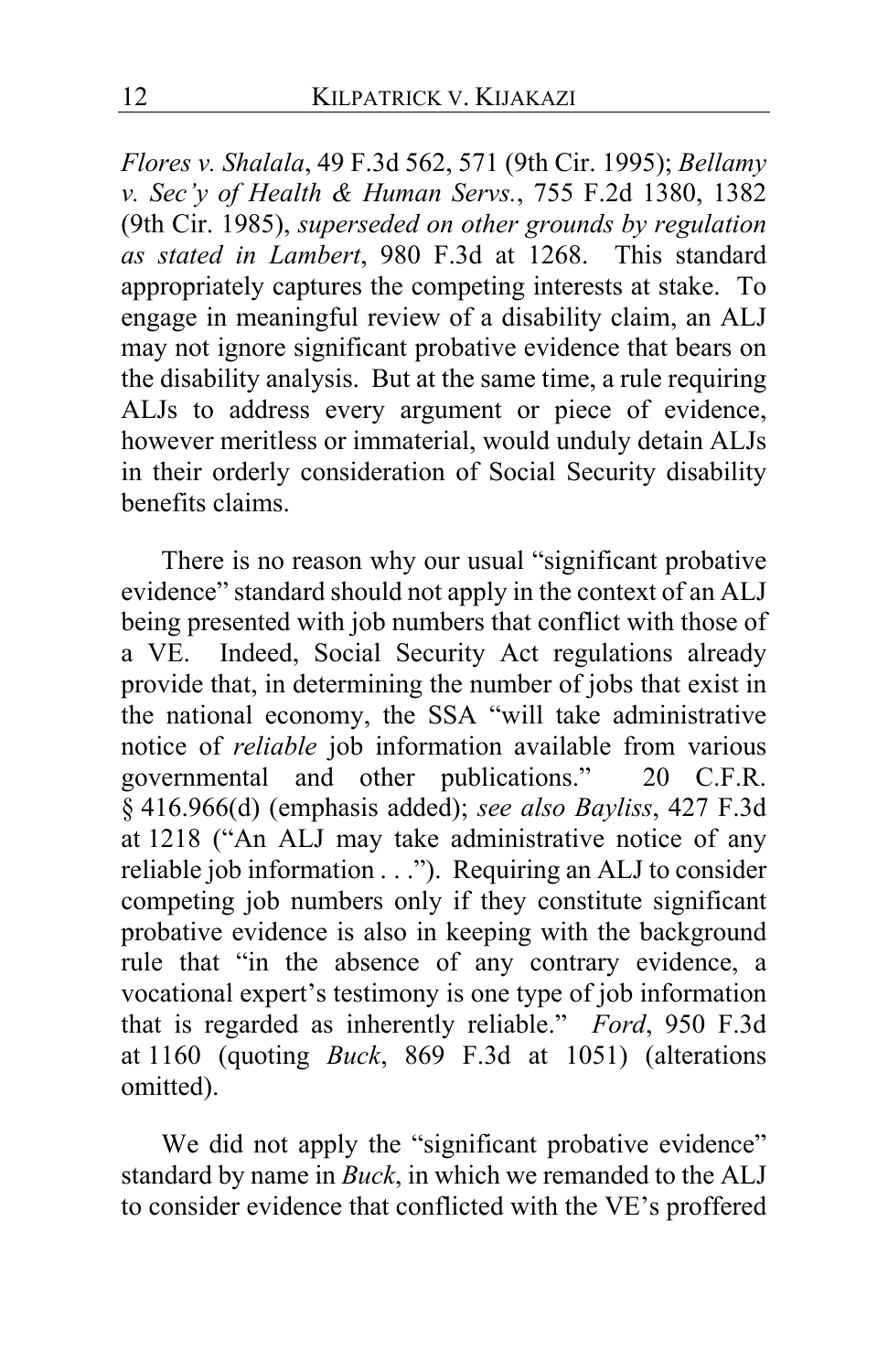*Flores v. Shalala*, 49 F.3d 562, 571 (9th Cir. 1995); *Bellamy v. Sec'y of Health & Human Servs.*, 755 F.2d 1380, 1382 (9th Cir. 1985), *superseded on other grounds by regulation as stated in Lambert*, 980 F.3d at 1268. This standard appropriately captures the competing interests at stake. To engage in meaningful review of a disability claim, an ALJ may not ignore significant probative evidence that bears on the disability analysis. But at the same time, a rule requiring ALJs to address every argument or piece of evidence, however meritless or immaterial, would unduly detain ALJs in their orderly consideration of Social Security disability benefits claims.

There is no reason why our usual "significant probative evidence" standard should not apply in the context of an ALJ being presented with job numbers that conflict with those of a VE. Indeed, Social Security Act regulations already provide that, in determining the number of jobs that exist in the national economy, the SSA "will take administrative notice of *reliable* job information available from various governmental and other publications." 20 C.F.R. § 416.966(d) (emphasis added); *see also Bayliss*, 427 F.3d at 1218 ("An ALJ may take administrative notice of any reliable job information . . ."). Requiring an ALJ to consider competing job numbers only if they constitute significant probative evidence is also in keeping with the background rule that "in the absence of any contrary evidence, a vocational expert's testimony is one type of job information that is regarded as inherently reliable." *Ford*, 950 F.3d at 1160 (quoting *Buck*, 869 F.3d at 1051) (alterations omitted).

We did not apply the "significant probative evidence" standard by name in *Buck*, in which we remanded to the ALJ to consider evidence that conflicted with the VE's proffered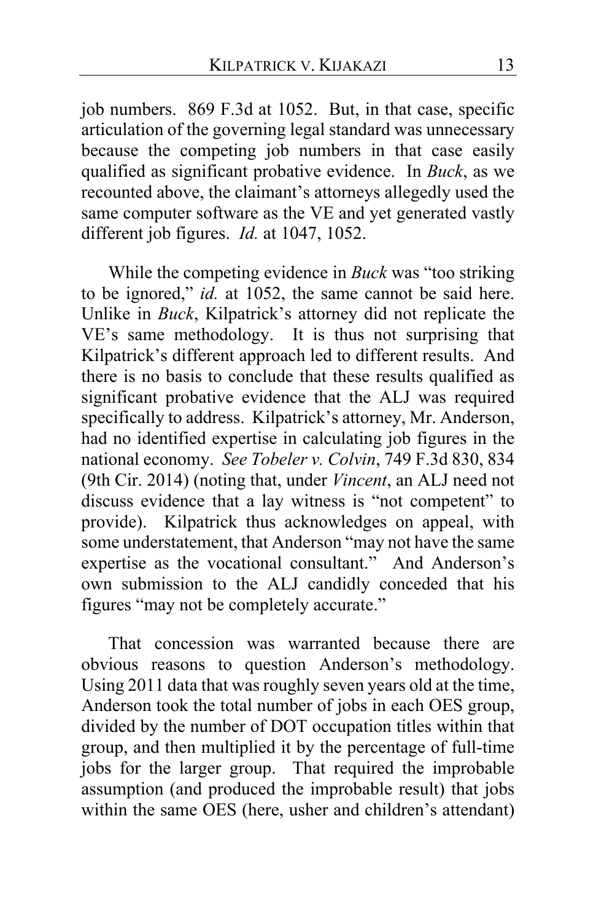job numbers. 869 F.3d at 1052. But, in that case, specific articulation of the governing legal standard was unnecessary because the competing job numbers in that case easily qualified as significant probative evidence. In *Buck*, as we recounted above, the claimant's attorneys allegedly used the same computer software as the VE and yet generated vastly different job figures. *Id.* at 1047, 1052.

While the competing evidence in *Buck* was "too striking to be ignored," *id.* at 1052, the same cannot be said here. Unlike in *Buck*, Kilpatrick's attorney did not replicate the VE's same methodology. It is thus not surprising that Kilpatrick's different approach led to different results. And there is no basis to conclude that these results qualified as significant probative evidence that the ALJ was required specifically to address. Kilpatrick's attorney, Mr. Anderson, had no identified expertise in calculating job figures in the national economy. *See Tobeler v. Colvin*, 749 F.3d 830, 834 (9th Cir. 2014) (noting that, under *Vincent*, an ALJ need not discuss evidence that a lay witness is "not competent" to provide). Kilpatrick thus acknowledges on appeal, with some understatement, that Anderson "may not have the same expertise as the vocational consultant." And Anderson's own submission to the ALJ candidly conceded that his figures "may not be completely accurate."

That concession was warranted because there are obvious reasons to question Anderson's methodology. Using 2011 data that was roughly seven years old at the time, Anderson took the total number of jobs in each OES group, divided by the number of DOT occupation titles within that group, and then multiplied it by the percentage of full-time jobs for the larger group. That required the improbable assumption (and produced the improbable result) that jobs within the same OES (here, usher and children's attendant)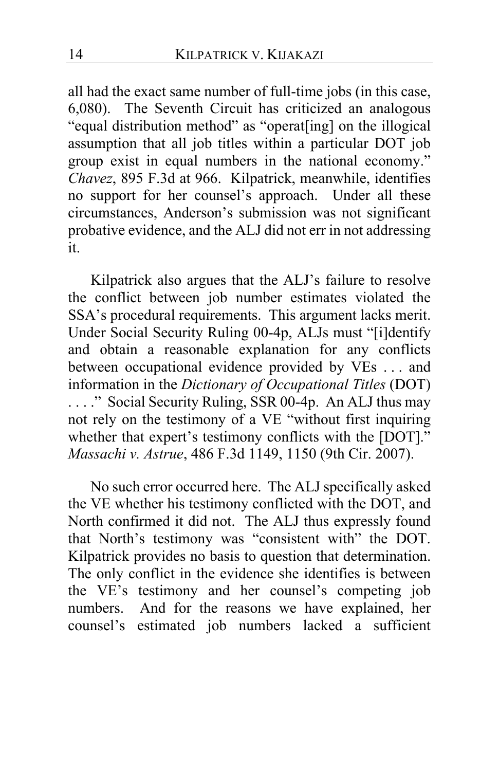all had the exact same number of full-time jobs (in this case, 6,080). The Seventh Circuit has criticized an analogous "equal distribution method" as "operat[ing] on the illogical assumption that all job titles within a particular DOT job group exist in equal numbers in the national economy." *Chavez*, 895 F.3d at 966. Kilpatrick, meanwhile, identifies no support for her counsel's approach. Under all these circumstances, Anderson's submission was not significant probative evidence, and the ALJ did not err in not addressing it.

Kilpatrick also argues that the ALJ's failure to resolve the conflict between job number estimates violated the SSA's procedural requirements. This argument lacks merit. Under Social Security Ruling 00-4p, ALJs must "[i]dentify and obtain a reasonable explanation for any conflicts between occupational evidence provided by VEs . . . and information in the *Dictionary of Occupational Titles* (DOT) . . . ." Social Security Ruling, SSR 00-4p. An ALJ thus may not rely on the testimony of a VE "without first inquiring whether that expert's testimony conflicts with the [DOT]." *Massachi v. Astrue*, 486 F.3d 1149, 1150 (9th Cir. 2007).

No such error occurred here. The ALJ specifically asked the VE whether his testimony conflicted with the DOT, and North confirmed it did not. The ALJ thus expressly found that North's testimony was "consistent with" the DOT. Kilpatrick provides no basis to question that determination. The only conflict in the evidence she identifies is between the VE's testimony and her counsel's competing job numbers. And for the reasons we have explained, her counsel's estimated job numbers lacked a sufficient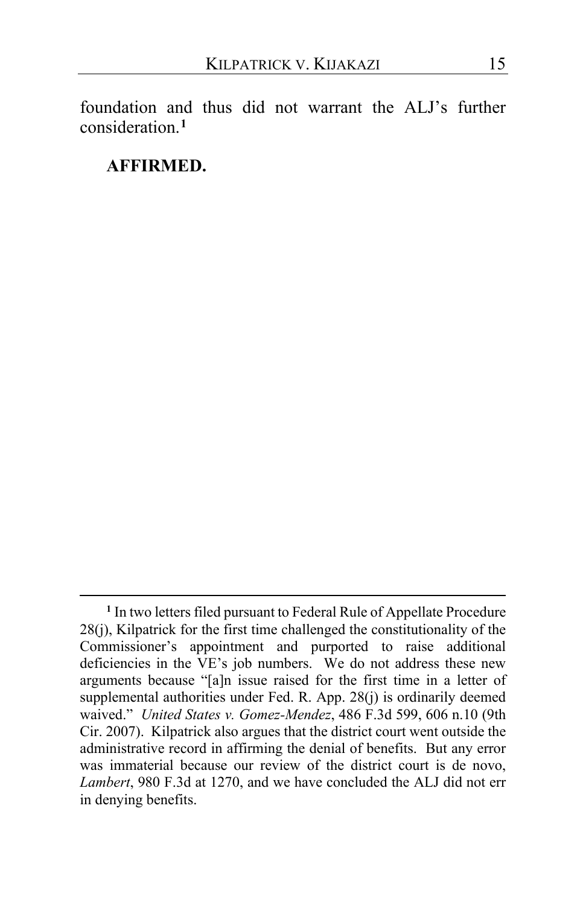foundation and thus did not warrant the ALJ's further consideration.[1]

**AFFIRMED.**

---

[1] In two letters filed pursuant to Federal Rule of Appellate Procedure 28(j), Kilpatrick for the first time challenged the constitutionality of the Commissioner's appointment and purported to raise additional deficiencies in the VE's job numbers. We do not address these new arguments because "[a]n issue raised for the first time in a letter of supplemental authorities under Fed. R. App. 28(j) is ordinarily deemed waived." *United States v. Gomez-Mendez*, 486 F.3d 599, 606 n.10 (9th Cir. 2007). Kilpatrick also argues that the district court went outside the administrative record in affirming the denial of benefits. But any error was immaterial because our review of the district court is de novo, *Lambert*, 980 F.3d at 1270, and we have concluded the ALJ did not err in denying benefits.